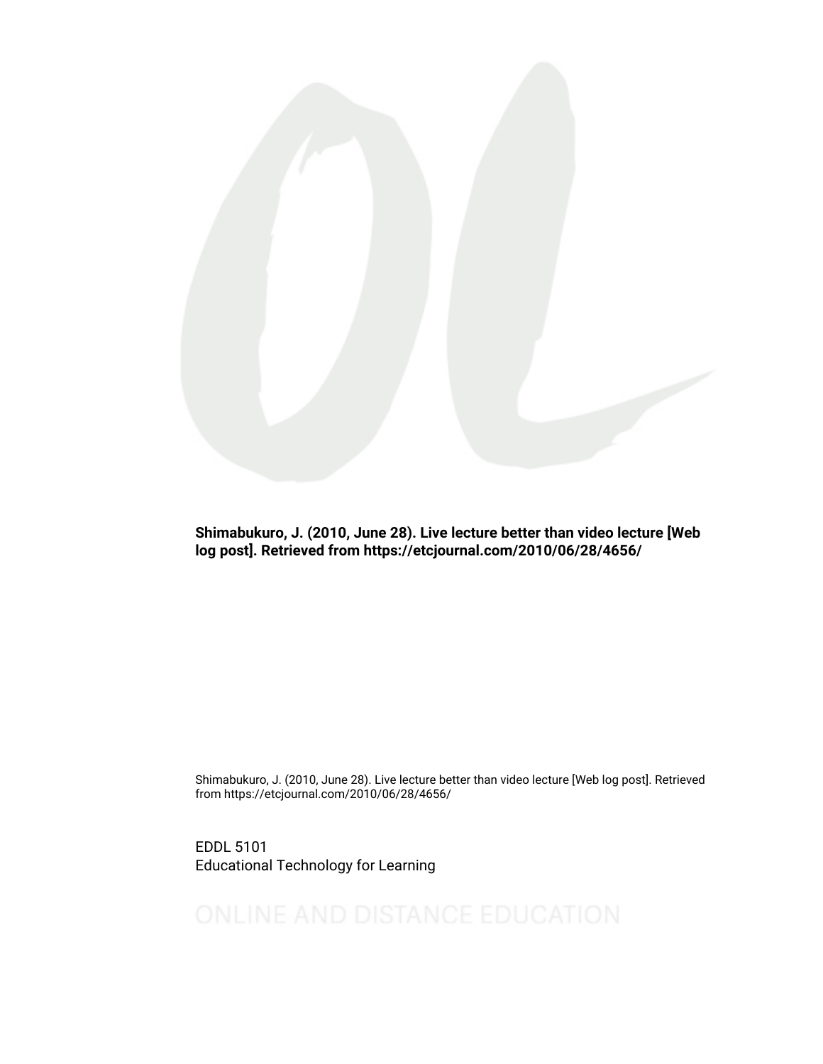**Shimabukuro, J. (2010, June 28). Live lecture better than video lecture [Web log post]. Retrieved from https://etcjournal.com/2010/06/28/4656/**

Shimabukuro, J. (2010, June 28). Live lecture better than video lecture [Web log post]. Retrieved from https://etcjournal.com/2010/06/28/4656/

EDDL 5101
Educational Technology for Learning

ONLINE AND DISTANCE EDUCATION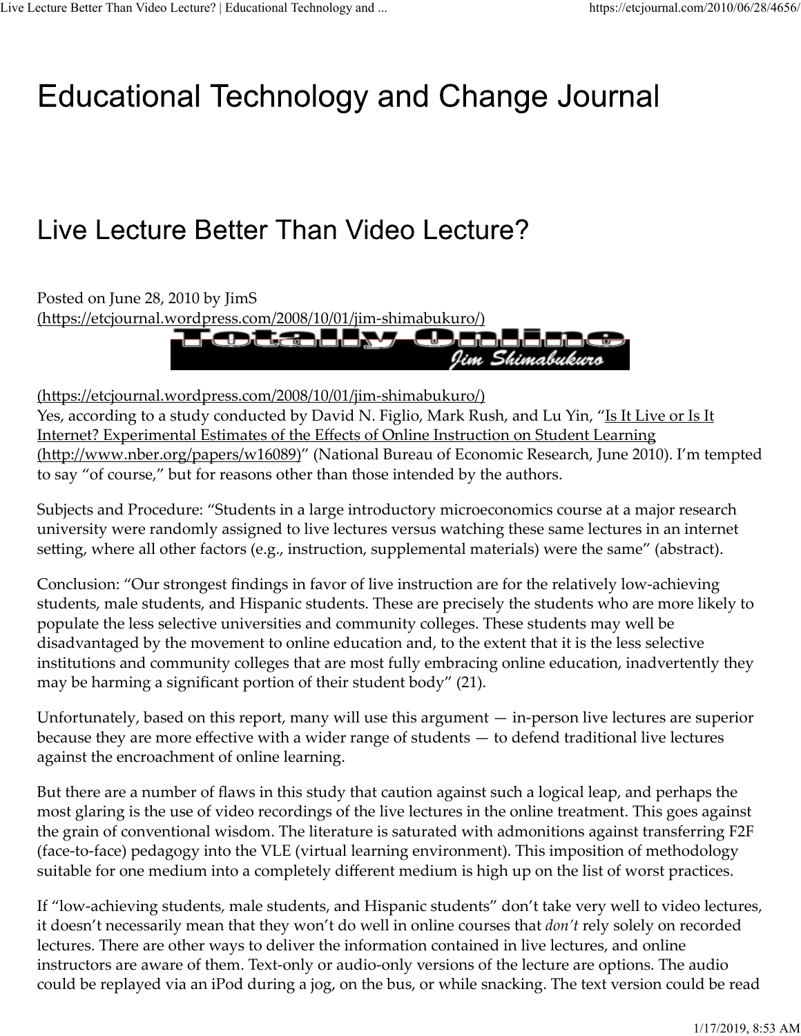# Educational Technology and Change Journal

## Live Lecture Better Than Video Lecture?

Posted on June 28, 2010 by JimS
(https://etcjournal.wordpress.com/2008/10/01/jim-shimabukuro/)

(https://etcjournal.wordpress.com/2008/10/01/jim-shimabukuro/)
Yes, according to a study conducted by David N. Figlio, Mark Rush, and Lu Yin, "Is It Live or Is It Internet? Experimental Estimates of the Effects of Online Instruction on Student Learning (http://www.nber.org/papers/w16089)" (National Bureau of Economic Research, June 2010). I'm tempted to say "of course," but for reasons other than those intended by the authors.

Subjects and Procedure: "Students in a large introductory microeconomics course at a major research university were randomly assigned to live lectures versus watching these same lectures in an internet setting, where all other factors (e.g., instruction, supplemental materials) were the same" (abstract).

Conclusion: "Our strongest findings in favor of live instruction are for the relatively low-achieving students, male students, and Hispanic students. These are precisely the students who are more likely to populate the less selective universities and community colleges. These students may well be disadvantaged by the movement to online education and, to the extent that it is the less selective institutions and community colleges that are most fully embracing online education, inadvertently they may be harming a significant portion of their student body" (21).

Unfortunately, based on this report, many will use this argument — in-person live lectures are superior because they are more effective with a wider range of students — to defend traditional live lectures against the encroachment of online learning.

But there are a number of flaws in this study that caution against such a logical leap, and perhaps the most glaring is the use of video recordings of the live lectures in the online treatment. This goes against the grain of conventional wisdom. The literature is saturated with admonitions against transferring F2F (face-to-face) pedagogy into the VLE (virtual learning environment). This imposition of methodology suitable for one medium into a completely different medium is high up on the list of worst practices.

If "low-achieving students, male students, and Hispanic students" don't take very well to video lectures, it doesn't necessarily mean that they won't do well in online courses that *don't* rely solely on recorded lectures. There are other ways to deliver the information contained in live lectures, and online instructors are aware of them. Text-only or audio-only versions of the lecture are options. The audio could be replayed via an iPod during a jog, on the bus, or while snacking. The text version could be read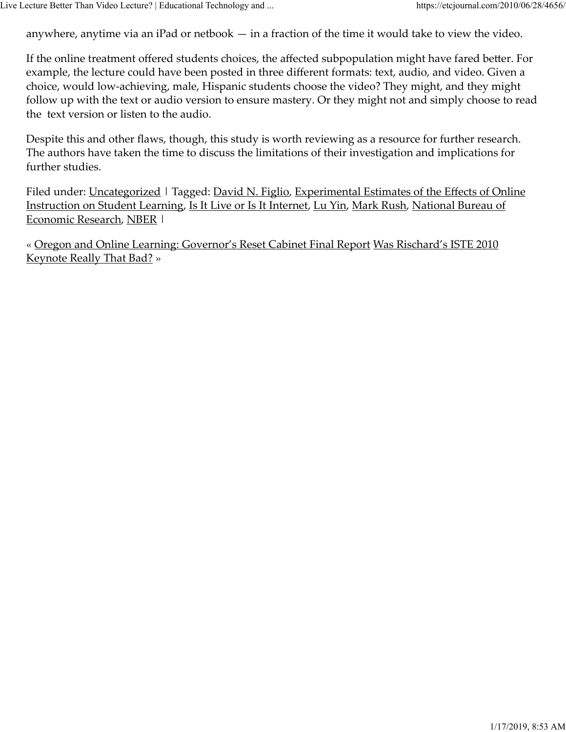anywhere, anytime via an iPad or netbook — in a fraction of the time it would take to view the video.

If the online treatment offered students choices, the affected subpopulation might have fared better. For example, the lecture could have been posted in three different formats: text, audio, and video. Given a choice, would low-achieving, male, Hispanic students choose the video? They might, and they might follow up with the text or audio version to ensure mastery. Or they might not and simply choose to read the text version or listen to the audio.

Despite this and other flaws, though, this study is worth reviewing as a resource for further research. The authors have taken the time to discuss the limitations of their investigation and implications for further studies.

Filed under: Uncategorized | Tagged: David N. Figlio, Experimental Estimates of the Effects of Online Instruction on Student Learning, Is It Live or Is It Internet, Lu Yin, Mark Rush, National Bureau of Economic Research, NBER |

« Oregon and Online Learning: Governor's Reset Cabinet Final Report Was Rischard's ISTE 2010 Keynote Really That Bad? »